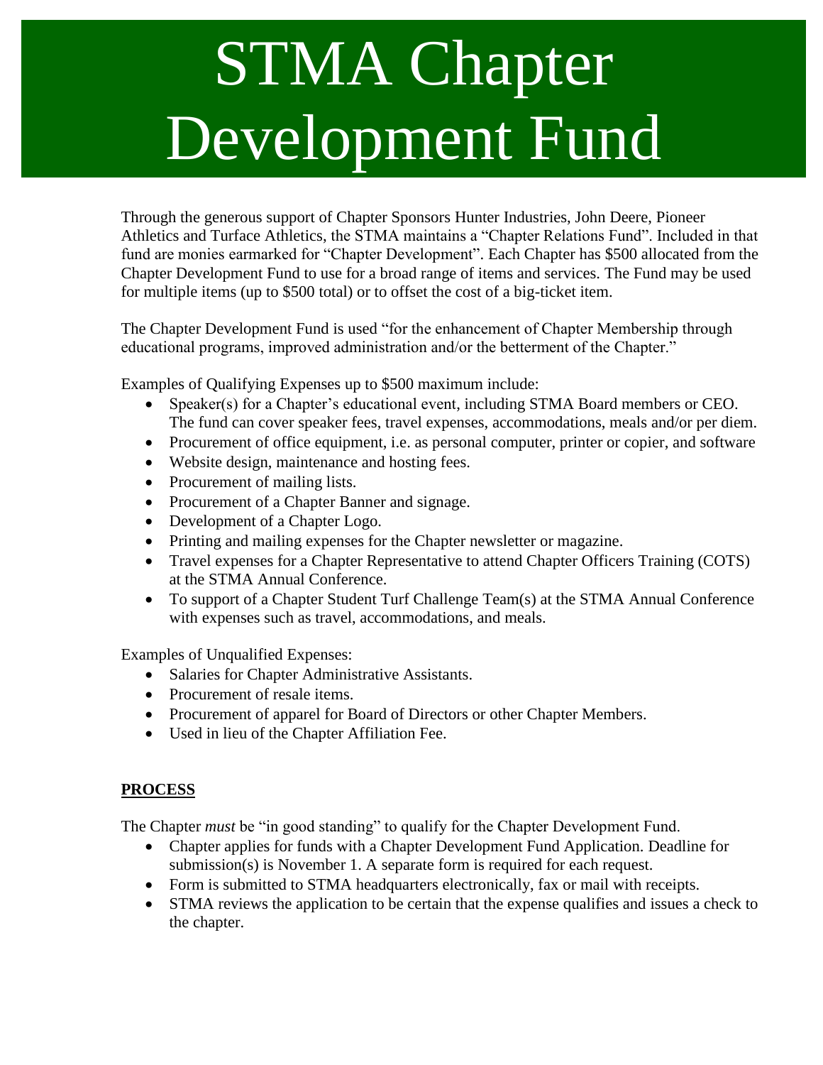# STMA Chapter Development Fund

Through the generous support of Chapter Sponsors Hunter Industries, John Deere, Pioneer Athletics and Turface Athletics, the STMA maintains a "Chapter Relations Fund". Included in that fund are monies earmarked for "Chapter Development". Each Chapter has $500 allocated from the Chapter Development Fund to use for a broad range of items and services. The Fund may be used for multiple items (up to $500 total) or to offset the cost of a big-ticket item.

The Chapter Development Fund is used "for the enhancement of Chapter Membership through educational programs, improved administration and/or the betterment of the Chapter."

Examples of Qualifying Expenses up to $500 maximum include:

- Speaker(s) for a Chapter's educational event, including STMA Board members or CEO. The fund can cover speaker fees, travel expenses, accommodations, meals and/or per diem.
- Procurement of office equipment, i.e. as personal computer, printer or copier, and software
- Website design, maintenance and hosting fees.
- Procurement of mailing lists.
- Procurement of a Chapter Banner and signage.
- Development of a Chapter Logo.
- Printing and mailing expenses for the Chapter newsletter or magazine.
- Travel expenses for a Chapter Representative to attend Chapter Officers Training (COTS) at the STMA Annual Conference.
- To support of a Chapter Student Turf Challenge Team(s) at the STMA Annual Conference with expenses such as travel, accommodations, and meals.

Examples of Unqualified Expenses:

- Salaries for Chapter Administrative Assistants.
- Procurement of resale items.
- Procurement of apparel for Board of Directors or other Chapter Members.
- Used in lieu of the Chapter Affiliation Fee.

## PROCESS

The Chapter *must* be "in good standing" to qualify for the Chapter Development Fund.

- Chapter applies for funds with a Chapter Development Fund Application. Deadline for submission(s) is November 1. A separate form is required for each request.
- Form is submitted to STMA headquarters electronically, fax or mail with receipts.
- STMA reviews the application to be certain that the expense qualifies and issues a check to the chapter.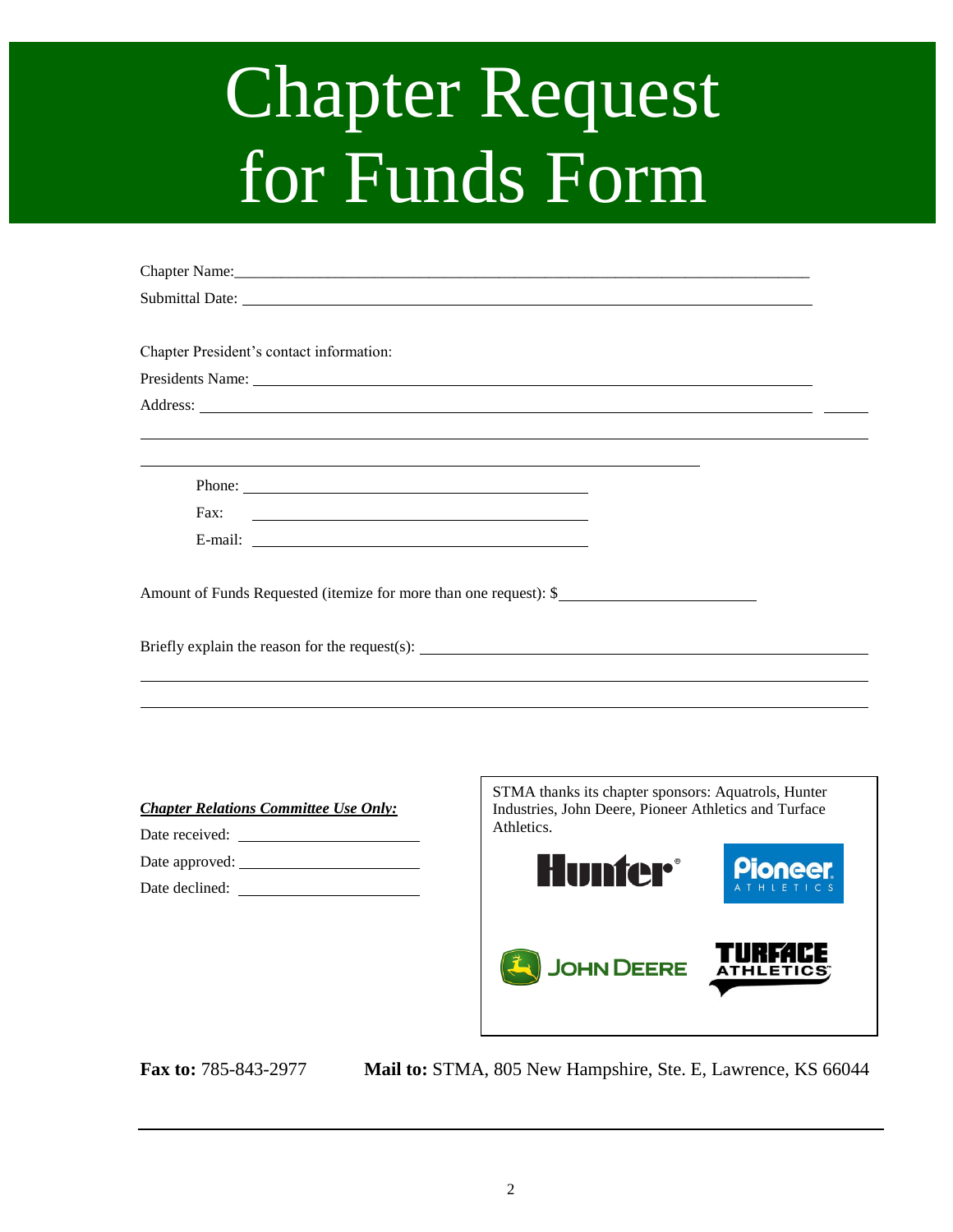# Chapter Request for Funds Form

Chapter Name:\_\_\_\_\_\_\_\_\_\_\_\_\_\_\_\_\_\_\_\_\_\_\_\_\_\_\_\_\_\_\_\_\_\_\_\_\_\_\_\_\_\_\_\_\_\_\_\_\_\_\_\_\_\_\_\_\_\_\_\_

Submittal Date: \_\_\_\_\_\_\_\_\_\_\_\_\_\_\_\_\_\_\_\_\_\_\_\_\_\_\_\_\_\_\_\_\_\_\_\_\_\_\_\_\_\_\_\_\_\_\_\_\_\_\_\_\_\_\_\_\_\_\_\_

Chapter President's contact information:

Presidents Name: \_\_\_\_\_\_\_\_\_\_\_\_\_\_\_\_\_\_\_\_\_\_\_\_\_\_\_\_\_\_\_\_\_\_\_\_\_\_\_\_\_\_\_\_\_\_\_\_\_\_\_\_\_\_\_\_

Address: \_\_\_\_\_\_\_\_\_\_\_\_\_\_\_\_\_\_\_\_\_\_\_\_\_\_\_\_\_\_\_\_\_\_\_\_\_\_\_\_\_\_\_\_\_\_\_\_\_\_\_\_\_\_\_\_\_\_\_\_\_\_

\_\_\_\_\_\_\_\_\_\_\_\_\_\_\_\_\_\_\_\_\_\_\_\_\_\_\_\_\_\_\_\_\_\_\_\_\_\_\_\_\_\_\_\_\_\_\_\_\_\_\_\_\_\_\_\_\_\_\_\_\_\_\_\_\_\_\_\_\_\_

\_\_\_\_\_\_\_\_\_\_\_\_\_\_\_\_\_\_\_\_\_\_\_\_\_\_\_\_\_\_\_\_\_\_\_\_\_\_\_\_\_\_\_\_\_\_\_\_\_\_\_\_\_\_\_\_

Phone: \_\_\_\_\_\_\_\_\_\_\_\_\_\_\_\_\_\_\_\_\_\_\_\_\_\_\_\_\_\_\_\_\_\_\_\_

Fax: \_\_\_\_\_\_\_\_\_\_\_\_\_\_\_\_\_\_\_\_\_\_\_\_\_\_\_\_\_\_\_\_\_\_\_\_

E-mail: \_\_\_\_\_\_\_\_\_\_\_\_\_\_\_\_\_\_\_\_\_\_\_\_\_\_\_\_\_\_\_\_\_\_\_\_

Amount of Funds Requested (itemize for more than one request): $\_\_\_\_\_\_\_\_\_\_\_\_\_\_\_\_\_\_\_\_

Briefly explain the reason for the request(s): \_\_\_\_\_\_\_\_\_\_\_\_\_\_\_\_\_\_\_\_\_\_\_\_\_\_\_\_\_\_\_\_\_\_\_\_\_\_\_\_\_\_\_\_

\_\_\_\_\_\_\_\_\_\_\_\_\_\_\_\_\_\_\_\_\_\_\_\_\_\_\_\_\_\_\_\_\_\_\_\_\_\_\_\_\_\_\_\_\_\_\_\_\_\_\_\_\_\_\_\_\_\_\_\_\_\_\_\_\_\_\_\_\_\_

\_\_\_\_\_\_\_\_\_\_\_\_\_\_\_\_\_\_\_\_\_\_\_\_\_\_\_\_\_\_\_\_\_\_\_\_\_\_\_\_\_\_\_\_\_\_\_\_\_\_\_\_\_\_\_\_\_\_\_\_\_\_\_\_\_\_\_\_\_\_

***Chapter Relations Committee Use Only:***

Date received: \_\_\_\_\_\_\_\_\_\_\_\_\_\_\_\_\_\_\_\_

Date approved: \_\_\_\_\_\_\_\_\_\_\_\_\_\_\_\_\_\_\_\_

Date declined: \_\_\_\_\_\_\_\_\_\_\_\_\_\_\_\_\_\_\_\_

STMA thanks its chapter sponsors: Aquatrols, Hunter Industries, John Deere, Pioneer Athletics and Turface Athletics.

Hunter® | Pioneer ATHLETICS | JOHN DEERE | TURFACE ATHLETICS

**Fax to:** 785-843-2977 **Mail to:** STMA, 805 New Hampshire, Ste. E, Lawrence, KS 66044